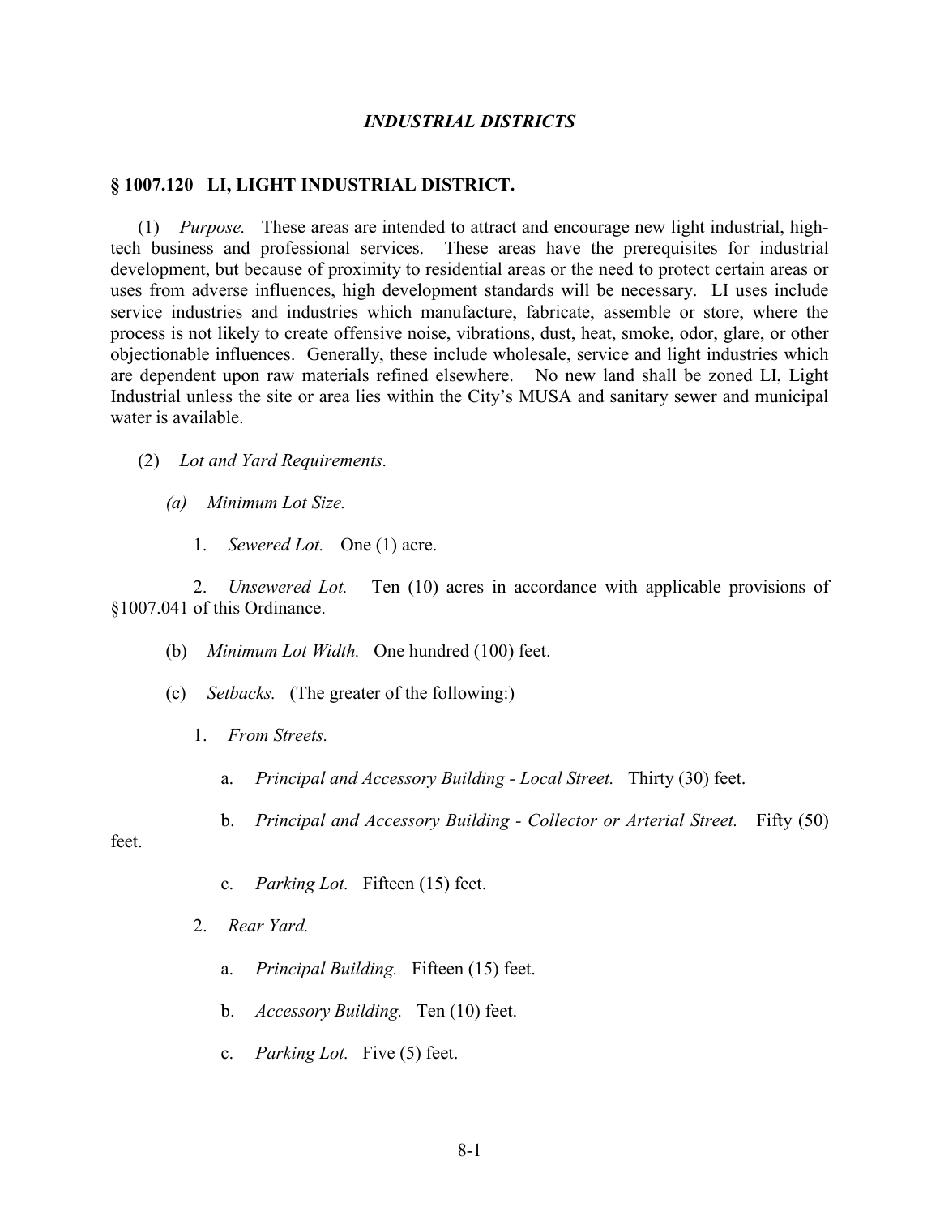## *INDUSTRIAL DISTRICTS*

### § 1007.120 LI, LIGHT INDUSTRIAL DISTRICT.

(1) *Purpose.* These areas are intended to attract and encourage new light industrial, high-tech business and professional services. These areas have the prerequisites for industrial development, but because of proximity to residential areas or the need to protect certain areas or uses from adverse influences, high development standards will be necessary. LI uses include service industries and industries which manufacture, fabricate, assemble or store, where the process is not likely to create offensive noise, vibrations, dust, heat, smoke, odor, glare, or other objectionable influences. Generally, these include wholesale, service and light industries which are dependent upon raw materials refined elsewhere. No new land shall be zoned LI, Light Industrial unless the site or area lies within the City's MUSA and sanitary sewer and municipal water is available.

(2) *Lot and Yard Requirements.*

*(a) Minimum Lot Size.*

1. *Sewered Lot.* One (1) acre.

2. *Unsewered Lot.* Ten (10) acres in accordance with applicable provisions of §1007.041 of this Ordinance.

(b) *Minimum Lot Width.* One hundred (100) feet.

(c) *Setbacks.* (The greater of the following:)

1. *From Streets.*

a. *Principal and Accessory Building - Local Street.* Thirty (30) feet.

b. *Principal and Accessory Building - Collector or Arterial Street.* Fifty (50) feet.

c. *Parking Lot.* Fifteen (15) feet.

2. *Rear Yard.*

a. *Principal Building.* Fifteen (15) feet.

b. *Accessory Building.* Ten (10) feet.

c. *Parking Lot.* Five (5) feet.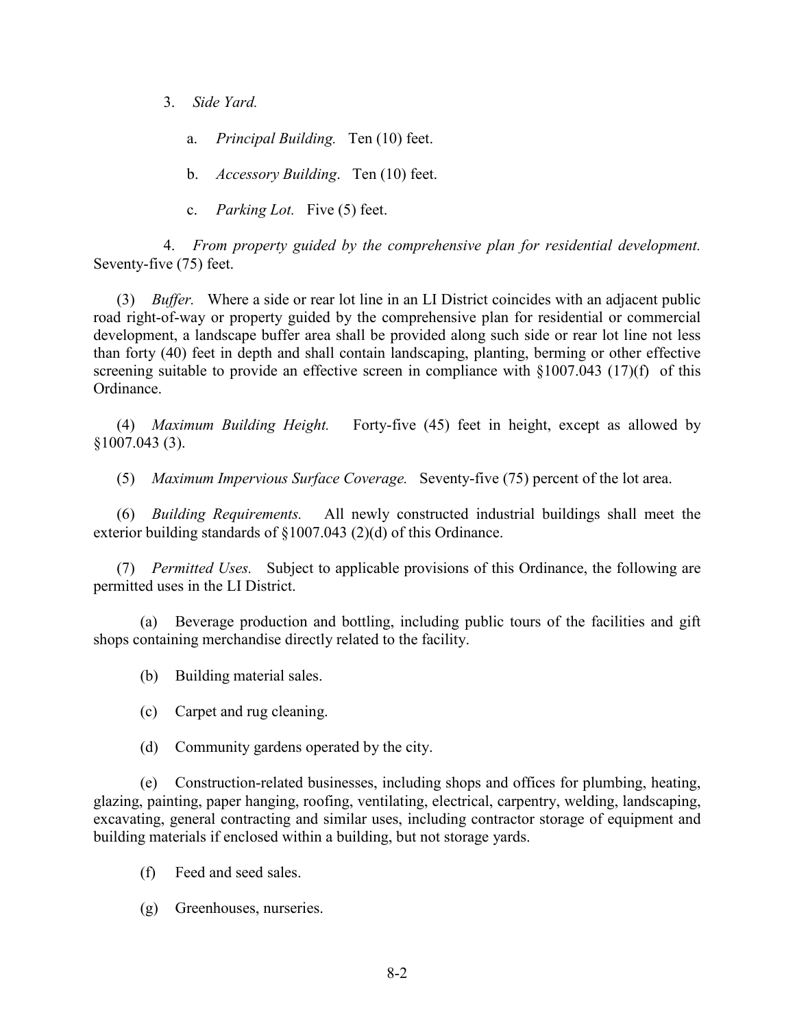3. *Side Yard.*

a. *Principal Building.* Ten (10) feet.

b. *Accessory Building*. Ten (10) feet.

c. *Parking Lot.* Five (5) feet.

4. *From property guided by the comprehensive plan for residential development.* Seventy-five (75) feet.

(3) *Buffer.* Where a side or rear lot line in an LI District coincides with an adjacent public road right-of-way or property guided by the comprehensive plan for residential or commercial development, a landscape buffer area shall be provided along such side or rear lot line not less than forty (40) feet in depth and shall contain landscaping, planting, berming or other effective screening suitable to provide an effective screen in compliance with §1007.043 (17)(f) of this Ordinance.

(4) *Maximum Building Height.* Forty-five (45) feet in height, except as allowed by §1007.043 (3).

(5) *Maximum Impervious Surface Coverage.* Seventy-five (75) percent of the lot area.

(6) *Building Requirements.* All newly constructed industrial buildings shall meet the exterior building standards of §1007.043 (2)(d) of this Ordinance.

(7) *Permitted Uses.* Subject to applicable provisions of this Ordinance, the following are permitted uses in the LI District.

(a) Beverage production and bottling, including public tours of the facilities and gift shops containing merchandise directly related to the facility.

(b) Building material sales.

(c) Carpet and rug cleaning.

(d) Community gardens operated by the city.

(e) Construction-related businesses, including shops and offices for plumbing, heating, glazing, painting, paper hanging, roofing, ventilating, electrical, carpentry, welding, landscaping, excavating, general contracting and similar uses, including contractor storage of equipment and building materials if enclosed within a building, but not storage yards.

(f) Feed and seed sales.

(g) Greenhouses, nurseries.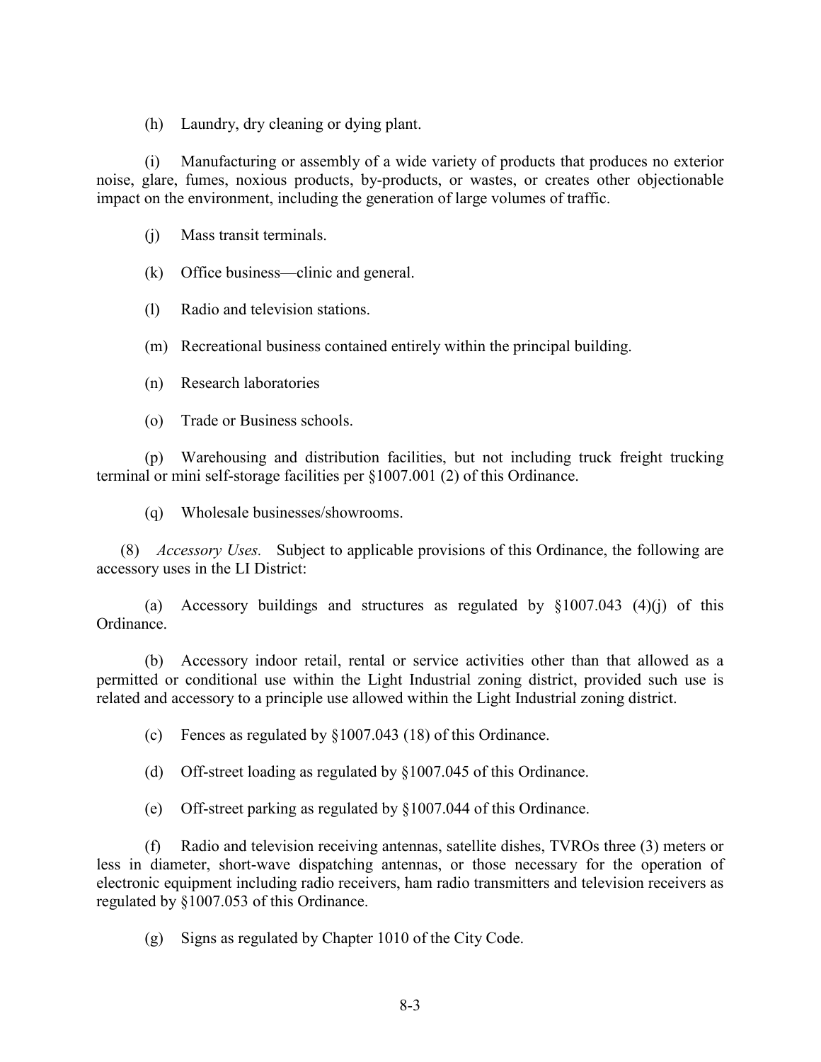(h) Laundry, dry cleaning or dying plant.

(i) Manufacturing or assembly of a wide variety of products that produces no exterior noise, glare, fumes, noxious products, by-products, or wastes, or creates other objectionable impact on the environment, including the generation of large volumes of traffic.

(j) Mass transit terminals.

(k) Office business—clinic and general.

(l) Radio and television stations.

(m) Recreational business contained entirely within the principal building.

(n) Research laboratories

(o) Trade or Business schools.

(p) Warehousing and distribution facilities, but not including truck freight trucking terminal or mini self-storage facilities per §1007.001 (2) of this Ordinance.

(q) Wholesale businesses/showrooms.

(8) *Accessory Uses.* Subject to applicable provisions of this Ordinance, the following are accessory uses in the LI District:

(a) Accessory buildings and structures as regulated by §1007.043 (4)(j) of this Ordinance.

(b) Accessory indoor retail, rental or service activities other than that allowed as a permitted or conditional use within the Light Industrial zoning district, provided such use is related and accessory to a principle use allowed within the Light Industrial zoning district.

(c) Fences as regulated by §1007.043 (18) of this Ordinance.

(d) Off-street loading as regulated by §1007.045 of this Ordinance.

(e) Off-street parking as regulated by §1007.044 of this Ordinance.

(f) Radio and television receiving antennas, satellite dishes, TVROs three (3) meters or less in diameter, short-wave dispatching antennas, or those necessary for the operation of electronic equipment including radio receivers, ham radio transmitters and television receivers as regulated by §1007.053 of this Ordinance.

(g) Signs as regulated by Chapter 1010 of the City Code.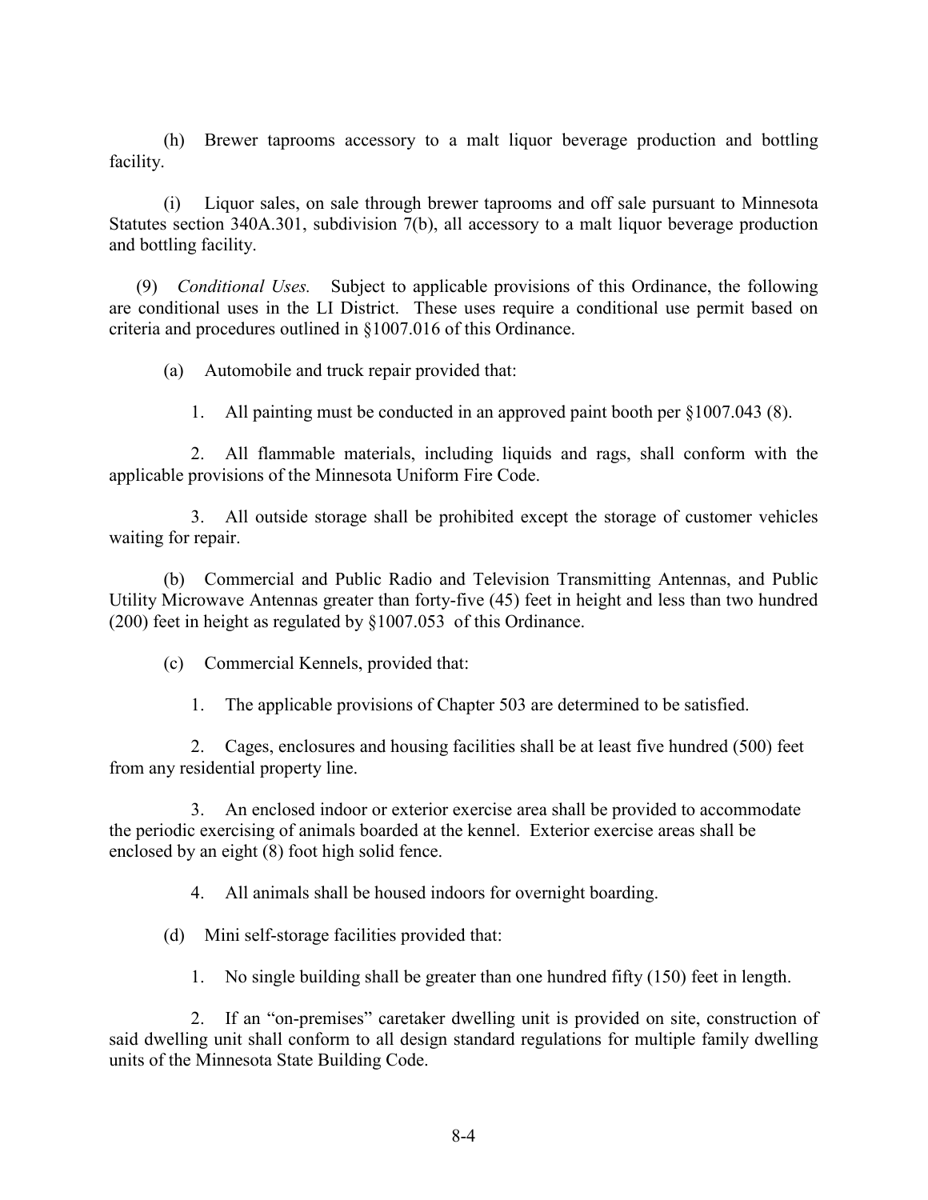(h) Brewer taprooms accessory to a malt liquor beverage production and bottling facility.

(i) Liquor sales, on sale through brewer taprooms and off sale pursuant to Minnesota Statutes section 340A.301, subdivision 7(b), all accessory to a malt liquor beverage production and bottling facility.

(9) *Conditional Uses.* Subject to applicable provisions of this Ordinance, the following are conditional uses in the LI District. These uses require a conditional use permit based on criteria and procedures outlined in §1007.016 of this Ordinance.

(a) Automobile and truck repair provided that:

1. All painting must be conducted in an approved paint booth per §1007.043 (8).

2. All flammable materials, including liquids and rags, shall conform with the applicable provisions of the Minnesota Uniform Fire Code.

3. All outside storage shall be prohibited except the storage of customer vehicles waiting for repair.

(b) Commercial and Public Radio and Television Transmitting Antennas, and Public Utility Microwave Antennas greater than forty-five (45) feet in height and less than two hundred (200) feet in height as regulated by §1007.053 of this Ordinance.

(c) Commercial Kennels, provided that:

1. The applicable provisions of Chapter 503 are determined to be satisfied.

2. Cages, enclosures and housing facilities shall be at least five hundred (500) feet from any residential property line.

3. An enclosed indoor or exterior exercise area shall be provided to accommodate the periodic exercising of animals boarded at the kennel. Exterior exercise areas shall be enclosed by an eight (8) foot high solid fence.

4. All animals shall be housed indoors for overnight boarding.

(d) Mini self-storage facilities provided that:

1. No single building shall be greater than one hundred fifty (150) feet in length.

2. If an "on-premises" caretaker dwelling unit is provided on site, construction of said dwelling unit shall conform to all design standard regulations for multiple family dwelling units of the Minnesota State Building Code.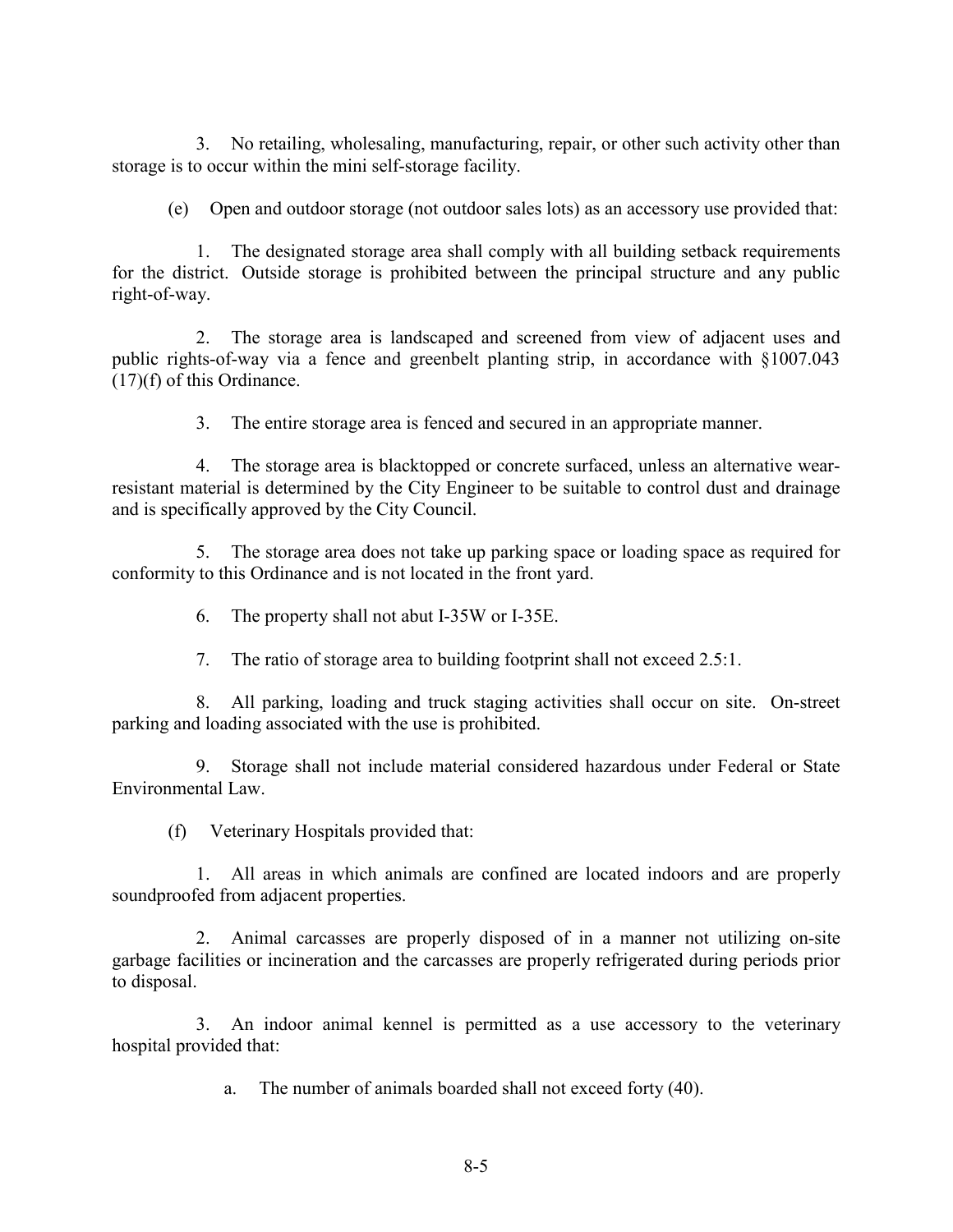3. No retailing, wholesaling, manufacturing, repair, or other such activity other than storage is to occur within the mini self-storage facility.

(e) Open and outdoor storage (not outdoor sales lots) as an accessory use provided that:

1. The designated storage area shall comply with all building setback requirements for the district. Outside storage is prohibited between the principal structure and any public right-of-way.

2. The storage area is landscaped and screened from view of adjacent uses and public rights-of-way via a fence and greenbelt planting strip, in accordance with §1007.043 (17)(f) of this Ordinance.

3. The entire storage area is fenced and secured in an appropriate manner.

4. The storage area is blacktopped or concrete surfaced, unless an alternative wear-resistant material is determined by the City Engineer to be suitable to control dust and drainage and is specifically approved by the City Council.

5. The storage area does not take up parking space or loading space as required for conformity to this Ordinance and is not located in the front yard.

6. The property shall not abut I-35W or I-35E.

7. The ratio of storage area to building footprint shall not exceed 2.5:1.

8. All parking, loading and truck staging activities shall occur on site. On-street parking and loading associated with the use is prohibited.

9. Storage shall not include material considered hazardous under Federal or State Environmental Law.

(f) Veterinary Hospitals provided that:

1. All areas in which animals are confined are located indoors and are properly soundproofed from adjacent properties.

2. Animal carcasses are properly disposed of in a manner not utilizing on-site garbage facilities or incineration and the carcasses are properly refrigerated during periods prior to disposal.

3. An indoor animal kennel is permitted as a use accessory to the veterinary hospital provided that:

a. The number of animals boarded shall not exceed forty (40).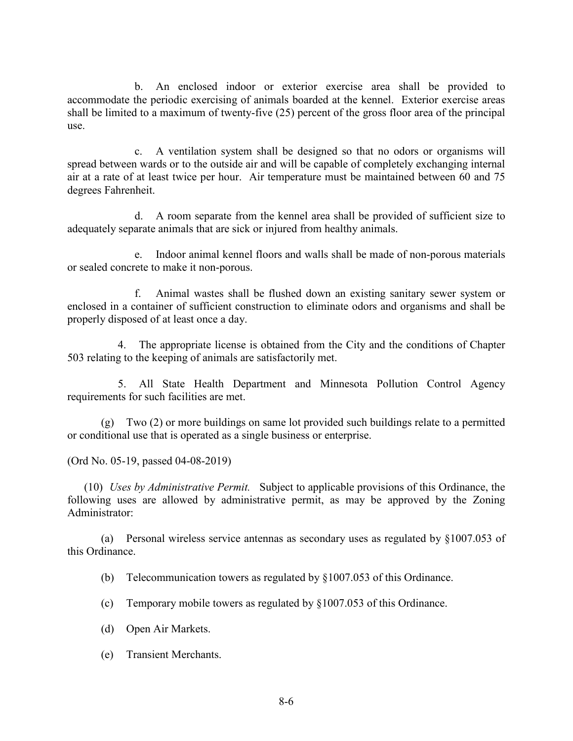b. An enclosed indoor or exterior exercise area shall be provided to accommodate the periodic exercising of animals boarded at the kennel. Exterior exercise areas shall be limited to a maximum of twenty-five (25) percent of the gross floor area of the principal use.

c. A ventilation system shall be designed so that no odors or organisms will spread between wards or to the outside air and will be capable of completely exchanging internal air at a rate of at least twice per hour. Air temperature must be maintained between 60 and 75 degrees Fahrenheit.

d. A room separate from the kennel area shall be provided of sufficient size to adequately separate animals that are sick or injured from healthy animals.

e. Indoor animal kennel floors and walls shall be made of non-porous materials or sealed concrete to make it non-porous.

f. Animal wastes shall be flushed down an existing sanitary sewer system or enclosed in a container of sufficient construction to eliminate odors and organisms and shall be properly disposed of at least once a day.

4. The appropriate license is obtained from the City and the conditions of Chapter 503 relating to the keeping of animals are satisfactorily met.

5. All State Health Department and Minnesota Pollution Control Agency requirements for such facilities are met.

(g) Two (2) or more buildings on same lot provided such buildings relate to a permitted or conditional use that is operated as a single business or enterprise.

(Ord No. 05-19, passed 04-08-2019)

(10) *Uses by Administrative Permit.* Subject to applicable provisions of this Ordinance, the following uses are allowed by administrative permit, as may be approved by the Zoning Administrator:

(a) Personal wireless service antennas as secondary uses as regulated by §1007.053 of this Ordinance.

(b) Telecommunication towers as regulated by §1007.053 of this Ordinance.

(c) Temporary mobile towers as regulated by §1007.053 of this Ordinance.

(d) Open Air Markets.

(e) Transient Merchants.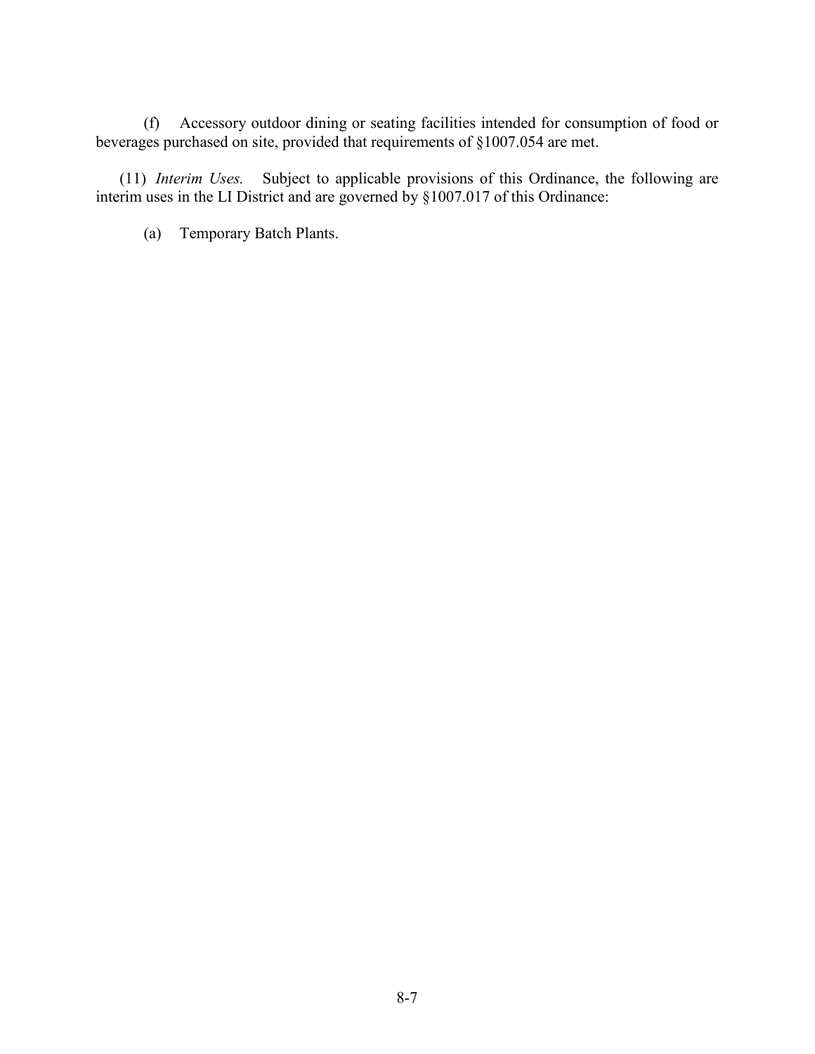(f) Accessory outdoor dining or seating facilities intended for consumption of food or beverages purchased on site, provided that requirements of §1007.054 are met.

(11) *Interim Uses.* Subject to applicable provisions of this Ordinance, the following are interim uses in the LI District and are governed by §1007.017 of this Ordinance:

(a) Temporary Batch Plants.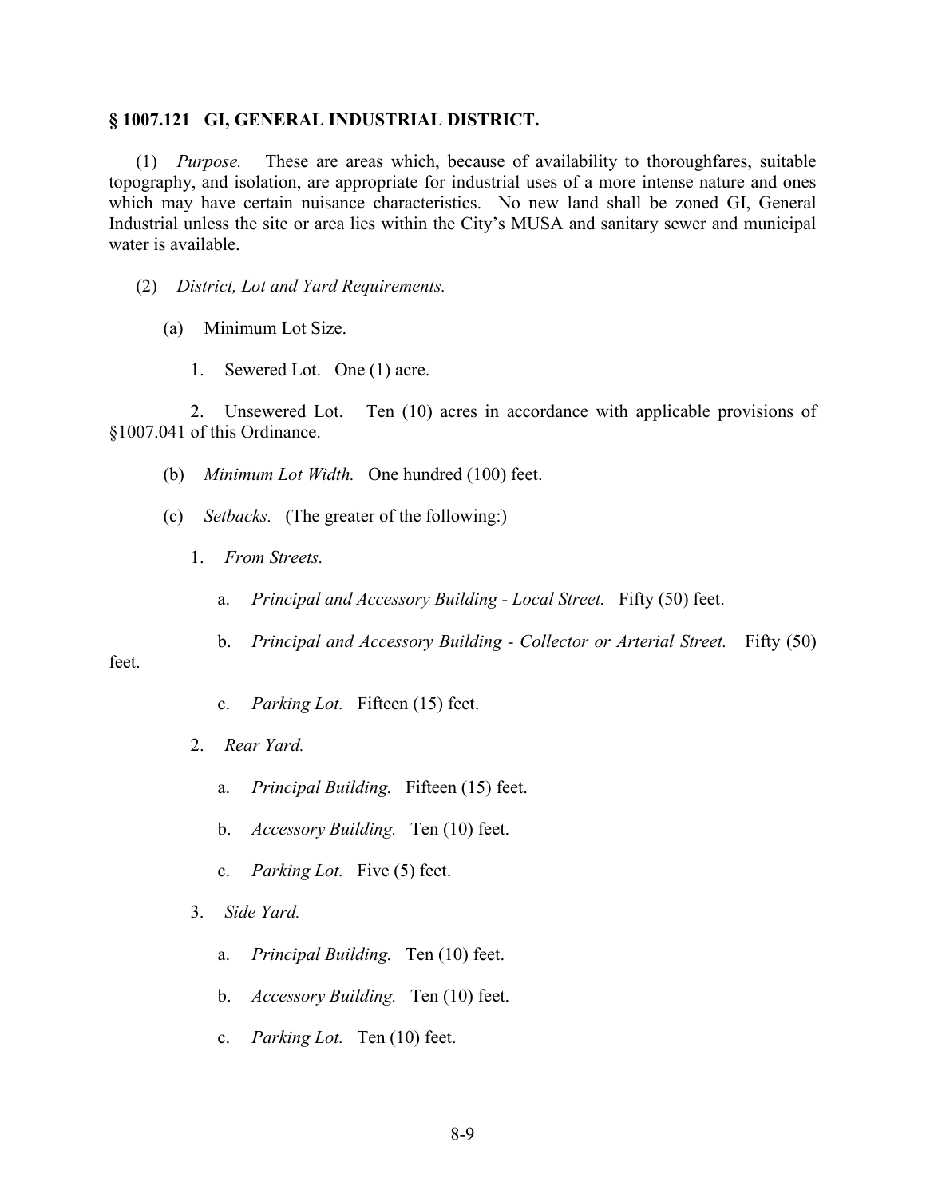## § 1007.121 GI, GENERAL INDUSTRIAL DISTRICT.

(1) *Purpose.* These are areas which, because of availability to thoroughfares, suitable topography, and isolation, are appropriate for industrial uses of a more intense nature and ones which may have certain nuisance characteristics. No new land shall be zoned GI, General Industrial unless the site or area lies within the City's MUSA and sanitary sewer and municipal water is available.

(2) *District, Lot and Yard Requirements.*

(a) Minimum Lot Size.

1. Sewered Lot. One (1) acre.

2. Unsewered Lot. Ten (10) acres in accordance with applicable provisions of §1007.041 of this Ordinance.

(b) *Minimum Lot Width.* One hundred (100) feet.

(c) *Setbacks.* (The greater of the following:)

1. *From Streets.*

a. *Principal and Accessory Building - Local Street.* Fifty (50) feet.

b. *Principal and Accessory Building - Collector or Arterial Street.* Fifty (50) feet.

c. *Parking Lot.* Fifteen (15) feet.

2. *Rear Yard.*

a. *Principal Building.* Fifteen (15) feet.

b. *Accessory Building.* Ten (10) feet.

c. *Parking Lot.* Five (5) feet.

3. *Side Yard.*

a. *Principal Building.* Ten (10) feet.

b. *Accessory Building.* Ten (10) feet.

c. *Parking Lot.* Ten (10) feet.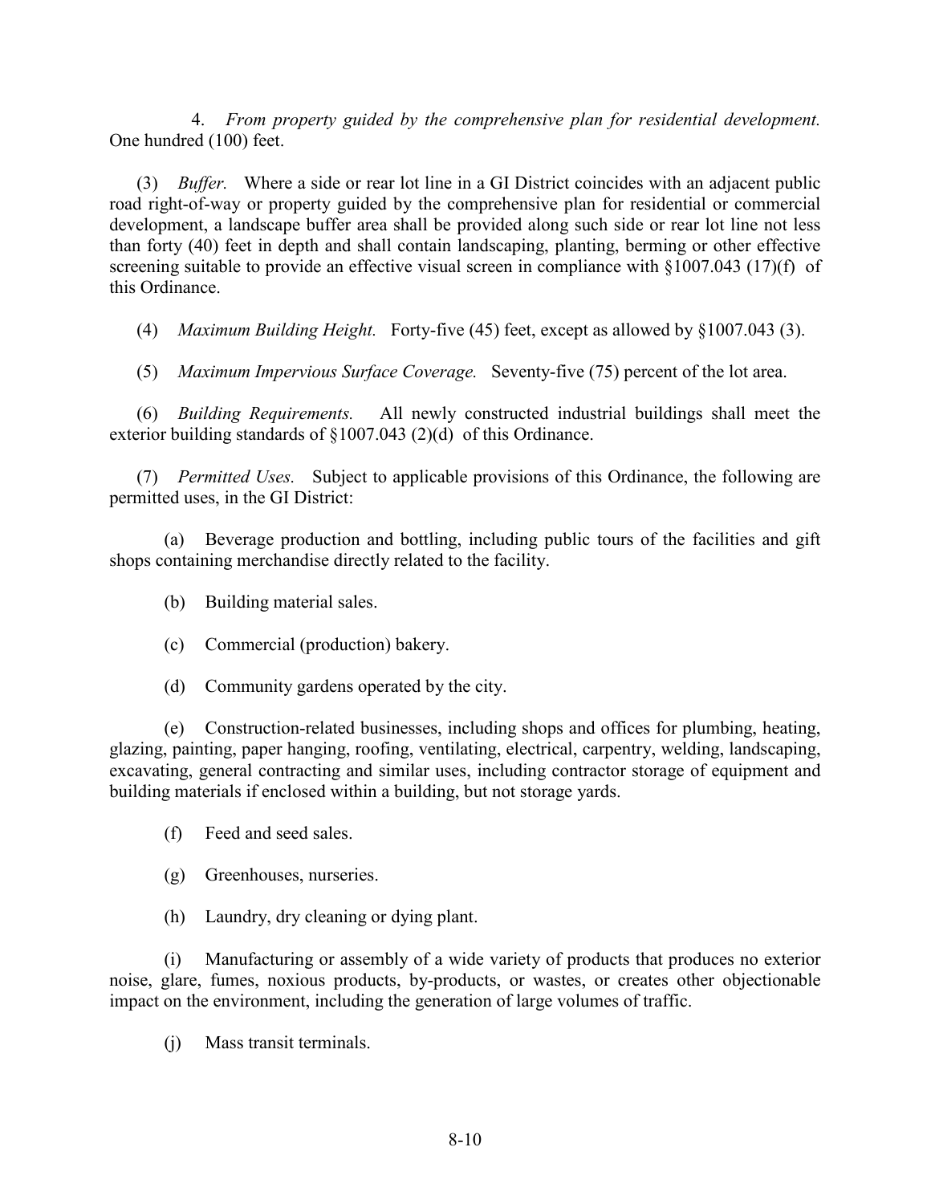4. *From property guided by the comprehensive plan for residential development.* One hundred (100) feet.

(3) *Buffer.* Where a side or rear lot line in a GI District coincides with an adjacent public road right-of-way or property guided by the comprehensive plan for residential or commercial development, a landscape buffer area shall be provided along such side or rear lot line not less than forty (40) feet in depth and shall contain landscaping, planting, berming or other effective screening suitable to provide an effective visual screen in compliance with §1007.043 (17)(f) of this Ordinance.

(4) *Maximum Building Height.* Forty-five (45) feet, except as allowed by §1007.043 (3).

(5) *Maximum Impervious Surface Coverage.* Seventy-five (75) percent of the lot area.

(6) *Building Requirements.* All newly constructed industrial buildings shall meet the exterior building standards of §1007.043 (2)(d) of this Ordinance.

(7) *Permitted Uses.* Subject to applicable provisions of this Ordinance, the following are permitted uses, in the GI District:

(a) Beverage production and bottling, including public tours of the facilities and gift shops containing merchandise directly related to the facility.

(b) Building material sales.

(c) Commercial (production) bakery.

(d) Community gardens operated by the city.

(e) Construction-related businesses, including shops and offices for plumbing, heating, glazing, painting, paper hanging, roofing, ventilating, electrical, carpentry, welding, landscaping, excavating, general contracting and similar uses, including contractor storage of equipment and building materials if enclosed within a building, but not storage yards.

(f) Feed and seed sales.

(g) Greenhouses, nurseries.

(h) Laundry, dry cleaning or dying plant.

(i) Manufacturing or assembly of a wide variety of products that produces no exterior noise, glare, fumes, noxious products, by-products, or wastes, or creates other objectionable impact on the environment, including the generation of large volumes of traffic.

(j) Mass transit terminals.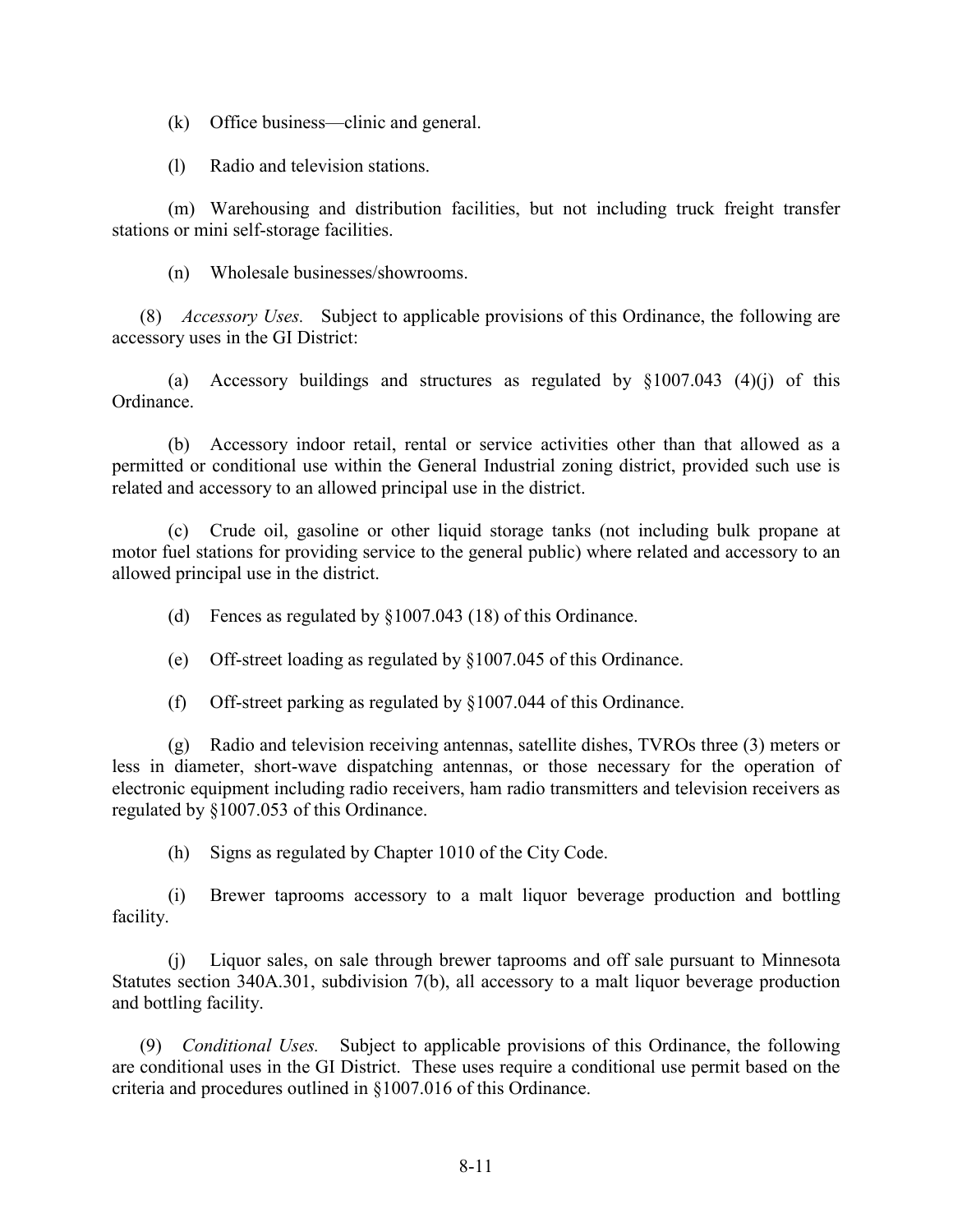(k) Office business—clinic and general.

(l) Radio and television stations.

(m) Warehousing and distribution facilities, but not including truck freight transfer stations or mini self-storage facilities.

(n) Wholesale businesses/showrooms.

(8) *Accessory Uses.* Subject to applicable provisions of this Ordinance, the following are accessory uses in the GI District:

(a) Accessory buildings and structures as regulated by §1007.043 (4)(j) of this Ordinance.

(b) Accessory indoor retail, rental or service activities other than that allowed as a permitted or conditional use within the General Industrial zoning district, provided such use is related and accessory to an allowed principal use in the district.

(c) Crude oil, gasoline or other liquid storage tanks (not including bulk propane at motor fuel stations for providing service to the general public) where related and accessory to an allowed principal use in the district.

(d) Fences as regulated by §1007.043 (18) of this Ordinance.

(e) Off-street loading as regulated by §1007.045 of this Ordinance.

(f) Off-street parking as regulated by §1007.044 of this Ordinance.

(g) Radio and television receiving antennas, satellite dishes, TVROs three (3) meters or less in diameter, short-wave dispatching antennas, or those necessary for the operation of electronic equipment including radio receivers, ham radio transmitters and television receivers as regulated by §1007.053 of this Ordinance.

(h) Signs as regulated by Chapter 1010 of the City Code.

(i) Brewer taprooms accessory to a malt liquor beverage production and bottling facility.

(j) Liquor sales, on sale through brewer taprooms and off sale pursuant to Minnesota Statutes section 340A.301, subdivision 7(b), all accessory to a malt liquor beverage production and bottling facility.

(9) *Conditional Uses.* Subject to applicable provisions of this Ordinance, the following are conditional uses in the GI District. These uses require a conditional use permit based on the criteria and procedures outlined in §1007.016 of this Ordinance.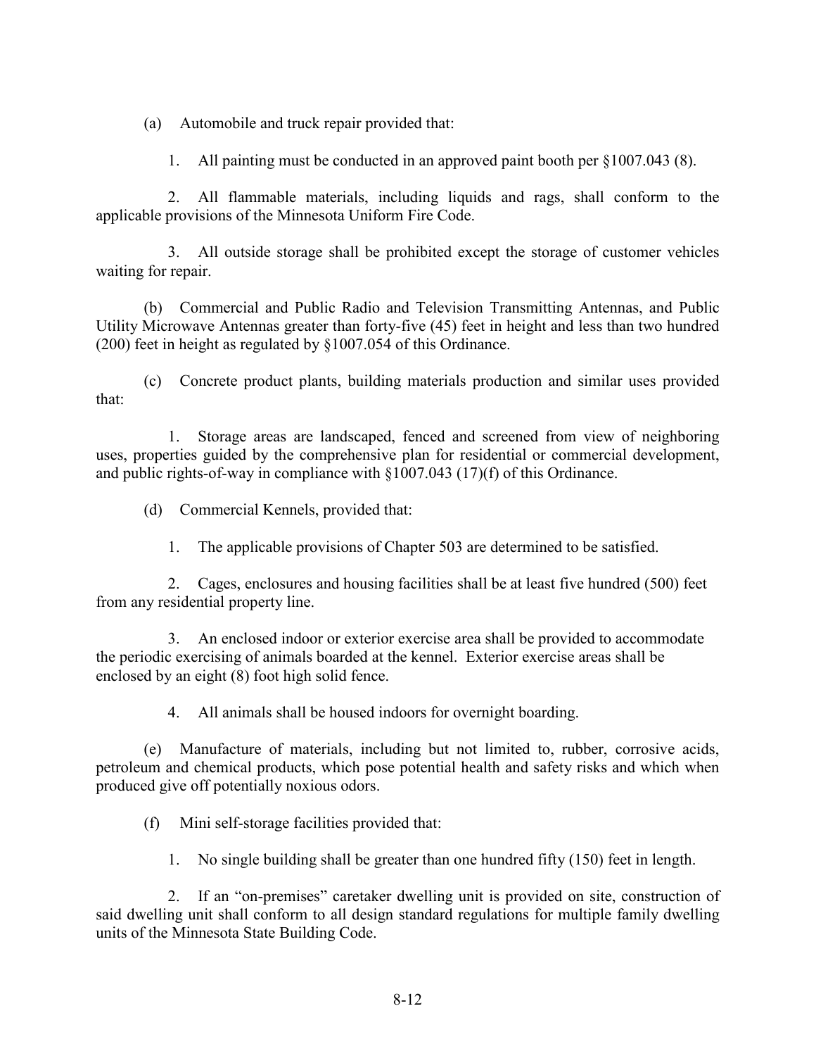(a) Automobile and truck repair provided that:

1. All painting must be conducted in an approved paint booth per §1007.043 (8).

2. All flammable materials, including liquids and rags, shall conform to the applicable provisions of the Minnesota Uniform Fire Code.

3. All outside storage shall be prohibited except the storage of customer vehicles waiting for repair.

(b) Commercial and Public Radio and Television Transmitting Antennas, and Public Utility Microwave Antennas greater than forty-five (45) feet in height and less than two hundred (200) feet in height as regulated by §1007.054 of this Ordinance.

(c) Concrete product plants, building materials production and similar uses provided that:

1. Storage areas are landscaped, fenced and screened from view of neighboring uses, properties guided by the comprehensive plan for residential or commercial development, and public rights-of-way in compliance with §1007.043 (17)(f) of this Ordinance.

(d) Commercial Kennels, provided that:

1. The applicable provisions of Chapter 503 are determined to be satisfied.

2. Cages, enclosures and housing facilities shall be at least five hundred (500) feet from any residential property line.

3. An enclosed indoor or exterior exercise area shall be provided to accommodate the periodic exercising of animals boarded at the kennel. Exterior exercise areas shall be enclosed by an eight (8) foot high solid fence.

4. All animals shall be housed indoors for overnight boarding.

(e) Manufacture of materials, including but not limited to, rubber, corrosive acids, petroleum and chemical products, which pose potential health and safety risks and which when produced give off potentially noxious odors.

(f) Mini self-storage facilities provided that:

1. No single building shall be greater than one hundred fifty (150) feet in length.

2. If an "on-premises" caretaker dwelling unit is provided on site, construction of said dwelling unit shall conform to all design standard regulations for multiple family dwelling units of the Minnesota State Building Code.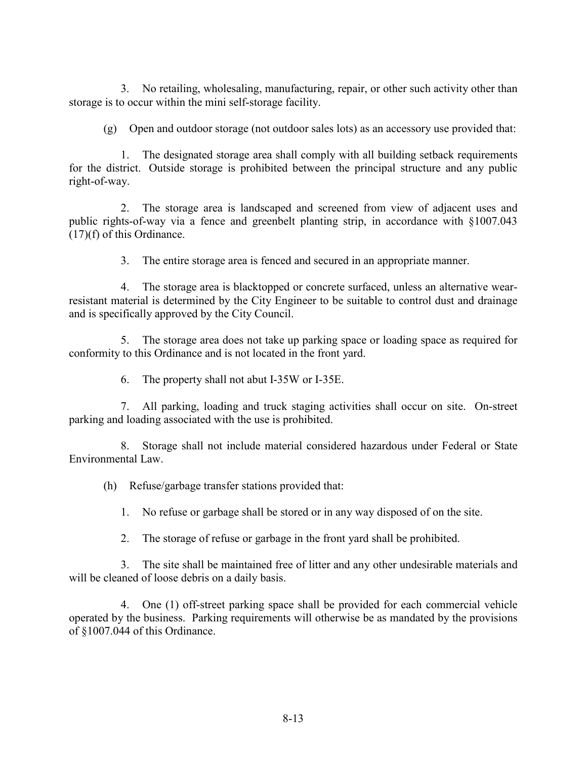3. No retailing, wholesaling, manufacturing, repair, or other such activity other than storage is to occur within the mini self-storage facility.

(g) Open and outdoor storage (not outdoor sales lots) as an accessory use provided that:

1. The designated storage area shall comply with all building setback requirements for the district. Outside storage is prohibited between the principal structure and any public right-of-way.

2. The storage area is landscaped and screened from view of adjacent uses and public rights-of-way via a fence and greenbelt planting strip, in accordance with §1007.043 (17)(f) of this Ordinance.

3. The entire storage area is fenced and secured in an appropriate manner.

4. The storage area is blacktopped or concrete surfaced, unless an alternative wear-resistant material is determined by the City Engineer to be suitable to control dust and drainage and is specifically approved by the City Council.

5. The storage area does not take up parking space or loading space as required for conformity to this Ordinance and is not located in the front yard.

6. The property shall not abut I-35W or I-35E.

7. All parking, loading and truck staging activities shall occur on site. On-street parking and loading associated with the use is prohibited.

8. Storage shall not include material considered hazardous under Federal or State Environmental Law.

(h) Refuse/garbage transfer stations provided that:

1. No refuse or garbage shall be stored or in any way disposed of on the site.

2. The storage of refuse or garbage in the front yard shall be prohibited.

3. The site shall be maintained free of litter and any other undesirable materials and will be cleaned of loose debris on a daily basis.

4. One (1) off-street parking space shall be provided for each commercial vehicle operated by the business. Parking requirements will otherwise be as mandated by the provisions of §1007.044 of this Ordinance.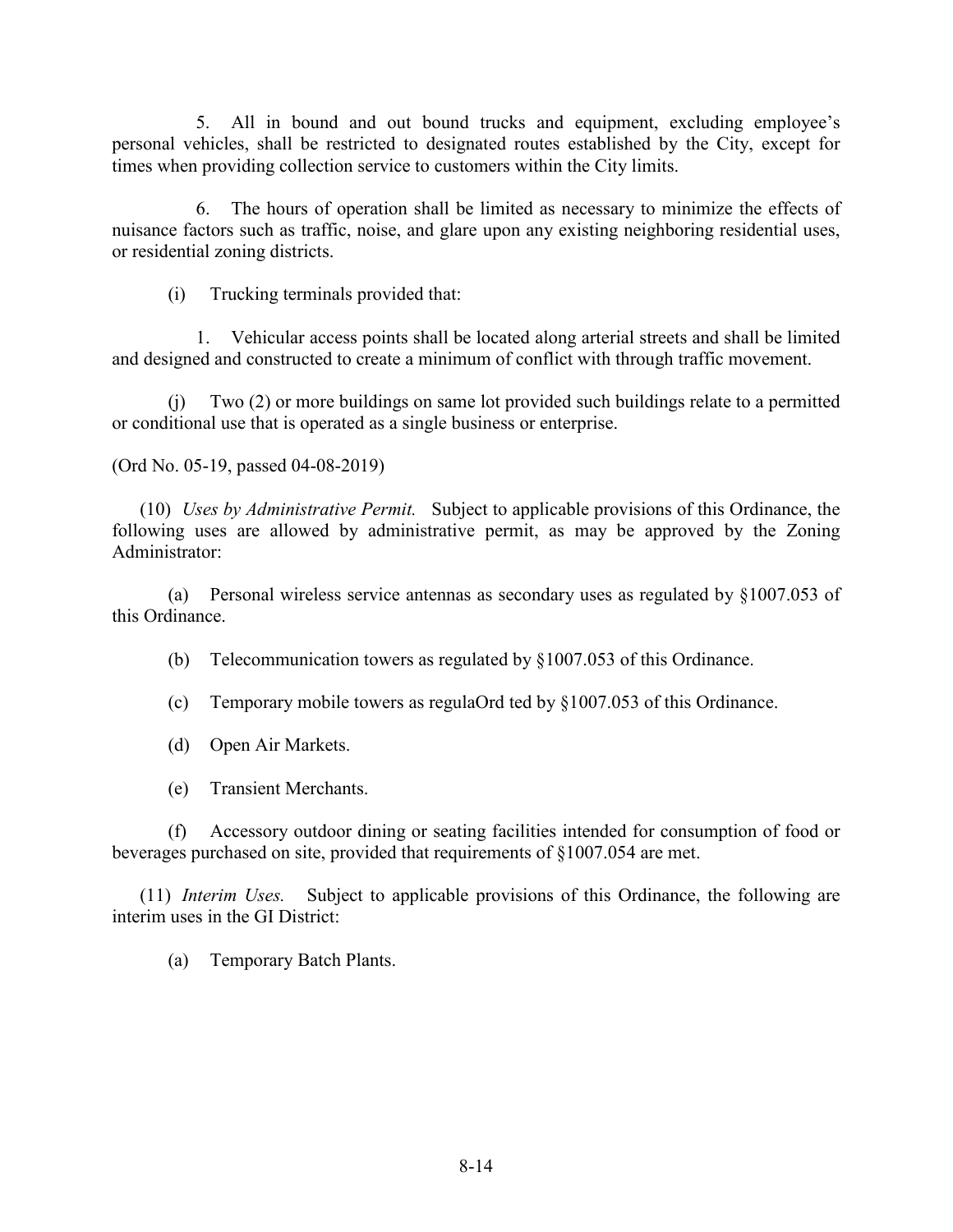5. All in bound and out bound trucks and equipment, excluding employee's personal vehicles, shall be restricted to designated routes established by the City, except for times when providing collection service to customers within the City limits.

6. The hours of operation shall be limited as necessary to minimize the effects of nuisance factors such as traffic, noise, and glare upon any existing neighboring residential uses, or residential zoning districts.

(i) Trucking terminals provided that:

1. Vehicular access points shall be located along arterial streets and shall be limited and designed and constructed to create a minimum of conflict with through traffic movement.

(j) Two (2) or more buildings on same lot provided such buildings relate to a permitted or conditional use that is operated as a single business or enterprise.

(Ord No. 05-19, passed 04-08-2019)

(10) *Uses by Administrative Permit.* Subject to applicable provisions of this Ordinance, the following uses are allowed by administrative permit, as may be approved by the Zoning Administrator:

(a) Personal wireless service antennas as secondary uses as regulated by §1007.053 of this Ordinance.

(b) Telecommunication towers as regulated by §1007.053 of this Ordinance.

(c) Temporary mobile towers as regulaOrd ted by §1007.053 of this Ordinance.

(d) Open Air Markets.

(e) Transient Merchants.

(f) Accessory outdoor dining or seating facilities intended for consumption of food or beverages purchased on site, provided that requirements of §1007.054 are met.

(11) *Interim Uses.* Subject to applicable provisions of this Ordinance, the following are interim uses in the GI District:

(a) Temporary Batch Plants.